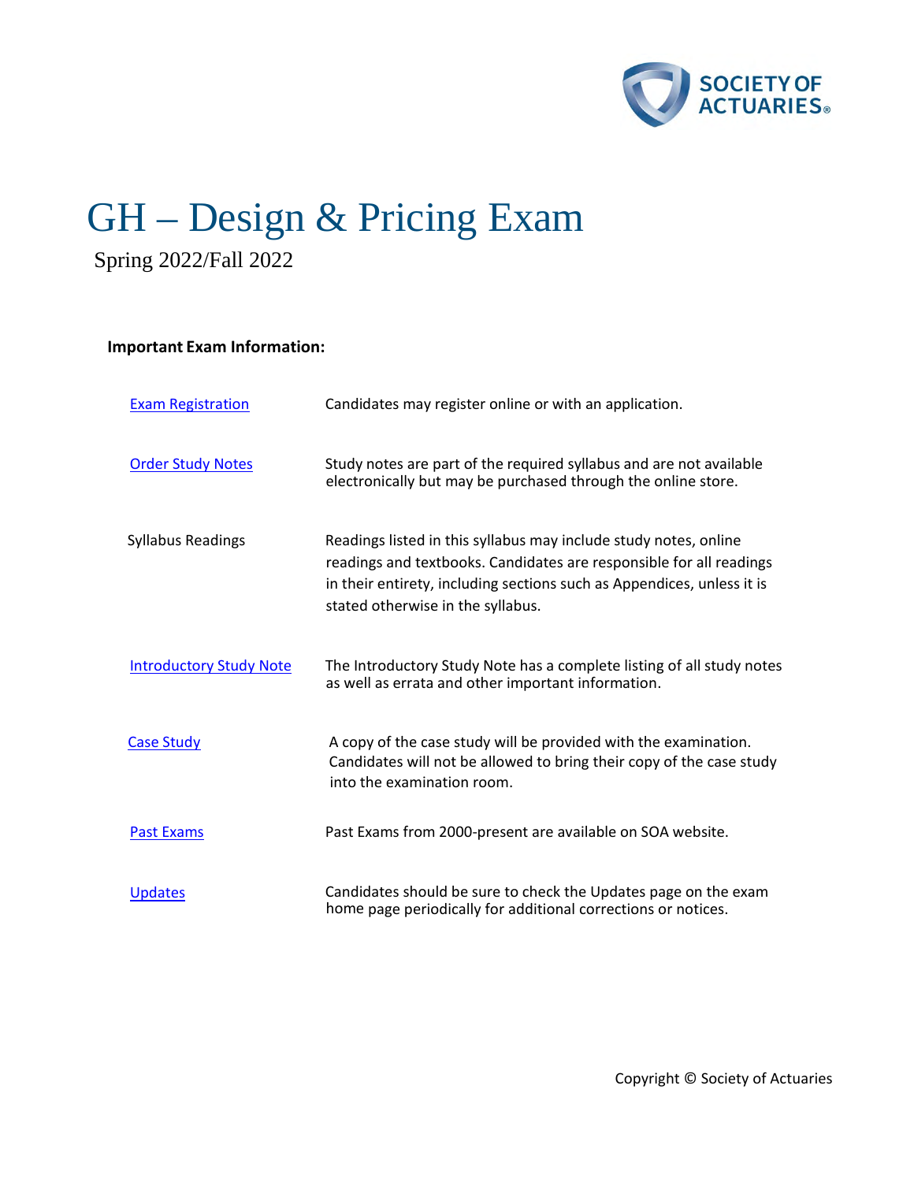# GH – Design & Pricing Exam

Spring 2022/Fall 2022

**Important Exam Information:**

| | |
|---|---|
| Exam Registration | Candidates may register online or with an application. |
| Order Study Notes | Study notes are part of the required syllabus and are not available electronically but may be purchased through the online store. |
| Syllabus Readings | Readings listed in this syllabus may include study notes, online readings and textbooks. Candidates are responsible for all readings in their entirety, including sections such as Appendices, unless it is stated otherwise in the syllabus. |
| Introductory Study Note | The Introductory Study Note has a complete listing of all study notes as well as errata and other important information. |
| Case Study | A copy of the case study will be provided with the examination. Candidates will not be allowed to bring their copy of the case study into the examination room. |
| Past Exams | Past Exams from 2000-present are available on SOA website. |
| Updates | Candidates should be sure to check the Updates page on the exam home page periodically for additional corrections or notices. |

Copyright © Society of Actuaries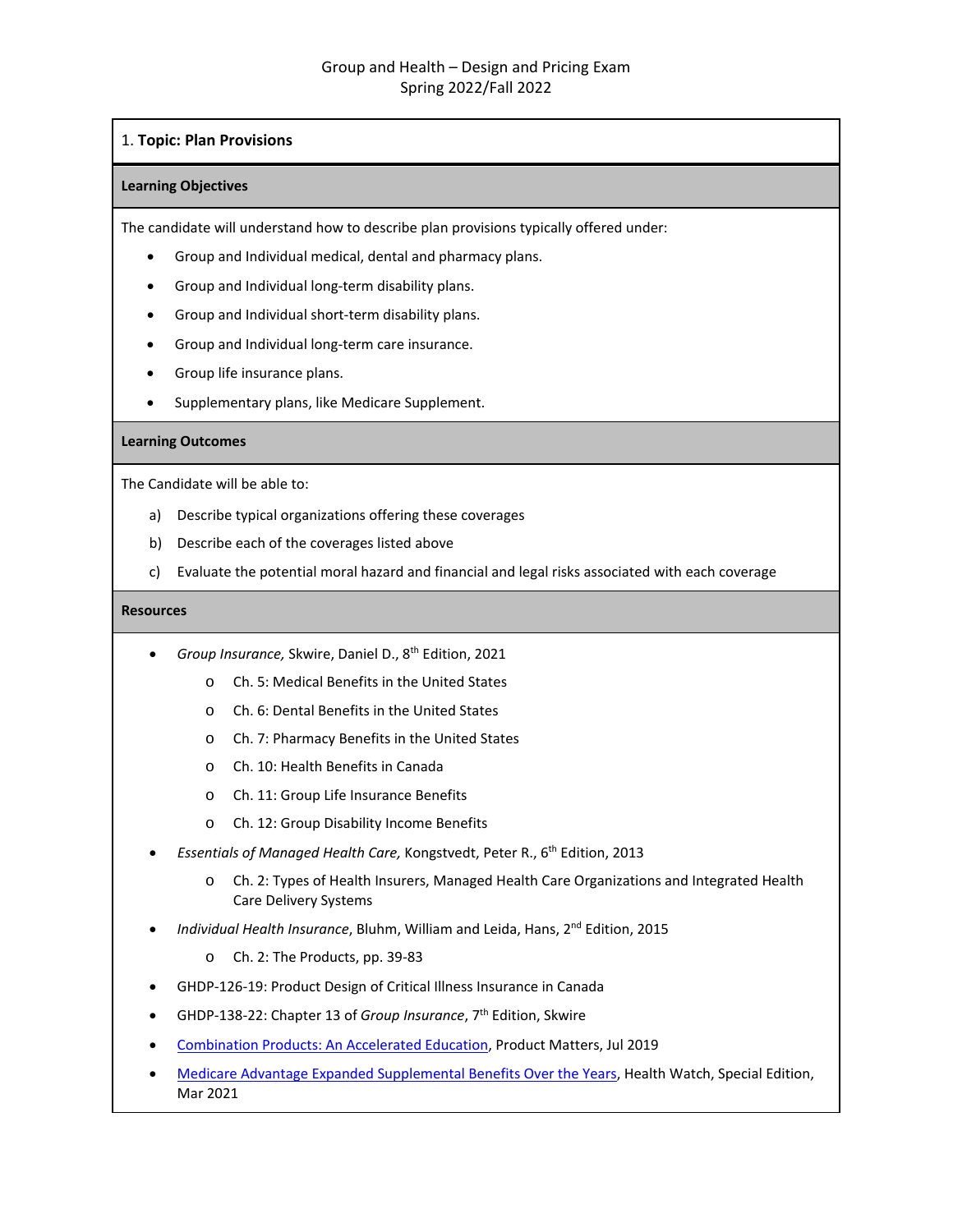Group and Health – Design and Pricing Exam
Spring 2022/Fall 2022

## 1. **Topic: Plan Provisions**

### Learning Objectives

The candidate will understand how to describe plan provisions typically offered under:

- Group and Individual medical, dental and pharmacy plans.
- Group and Individual long-term disability plans.
- Group and Individual short-term disability plans.
- Group and Individual long-term care insurance.
- Group life insurance plans.
- Supplementary plans, like Medicare Supplement.

### Learning Outcomes

The Candidate will be able to:

a) Describe typical organizations offering these coverages
b) Describe each of the coverages listed above
c) Evaluate the potential moral hazard and financial and legal risks associated with each coverage

### Resources

- *Group Insurance,* Skwire, Daniel D., 8th Edition, 2021
    - Ch. 5: Medical Benefits in the United States
    - Ch. 6: Dental Benefits in the United States
    - Ch. 7: Pharmacy Benefits in the United States
    - Ch. 10: Health Benefits in Canada
    - Ch. 11: Group Life Insurance Benefits
    - Ch. 12: Group Disability Income Benefits
- *Essentials of Managed Health Care,* Kongstvedt, Peter R., 6th Edition, 2013
    - Ch. 2: Types of Health Insurers, Managed Health Care Organizations and Integrated Health Care Delivery Systems
- *Individual Health Insurance*, Bluhm, William and Leida, Hans, 2nd Edition, 2015
    - Ch. 2: The Products, pp. 39-83
- GHDP-126-19: Product Design of Critical Illness Insurance in Canada
- GHDP-138-22: Chapter 13 of *Group Insurance*, 7th Edition, Skwire
- Combination Products: An Accelerated Education, Product Matters, Jul 2019
- Medicare Advantage Expanded Supplemental Benefits Over the Years, Health Watch, Special Edition, Mar 2021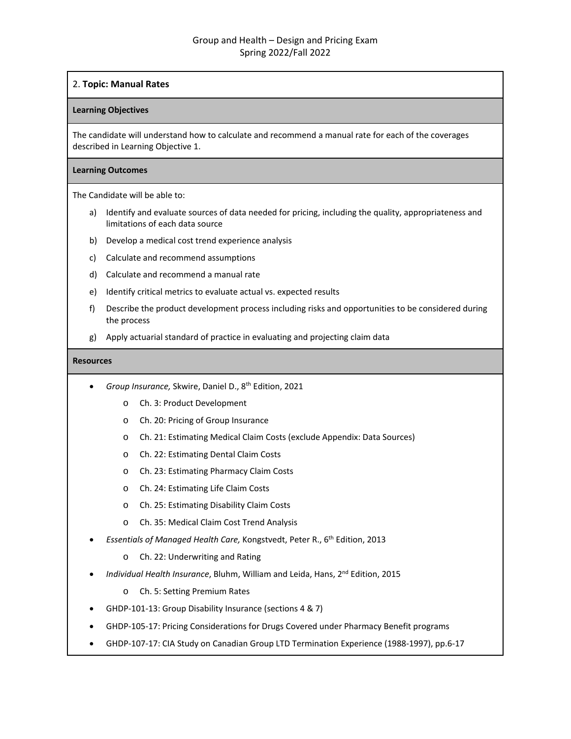## 2. **Topic: Manual Rates**

**Learning Objectives**

The candidate will understand how to calculate and recommend a manual rate for each of the coverages described in Learning Objective 1.

**Learning Outcomes**

The Candidate will be able to:

a) Identify and evaluate sources of data needed for pricing, including the quality, appropriateness and limitations of each data source
b) Develop a medical cost trend experience analysis
c) Calculate and recommend assumptions
d) Calculate and recommend a manual rate
e) Identify critical metrics to evaluate actual vs. expected results
f) Describe the product development process including risks and opportunities to be considered during the process
g) Apply actuarial standard of practice in evaluating and projecting claim data

**Resources**

- *Group Insurance,* Skwire, Daniel D., 8th Edition, 2021
  - Ch. 3: Product Development
  - Ch. 20: Pricing of Group Insurance
  - Ch. 21: Estimating Medical Claim Costs (exclude Appendix: Data Sources)
  - Ch. 22: Estimating Dental Claim Costs
  - Ch. 23: Estimating Pharmacy Claim Costs
  - Ch. 24: Estimating Life Claim Costs
  - Ch. 25: Estimating Disability Claim Costs
  - Ch. 35: Medical Claim Cost Trend Analysis
- *Essentials of Managed Health Care,* Kongstvedt, Peter R., 6th Edition, 2013
  - Ch. 22: Underwriting and Rating
- *Individual Health Insurance*, Bluhm, William and Leida, Hans, 2nd Edition, 2015
  - Ch. 5: Setting Premium Rates
- GHDP-101-13: Group Disability Insurance (sections 4 & 7)
- GHDP-105-17: Pricing Considerations for Drugs Covered under Pharmacy Benefit programs
- GHDP-107-17: CIA Study on Canadian Group LTD Termination Experience (1988-1997), pp.6-17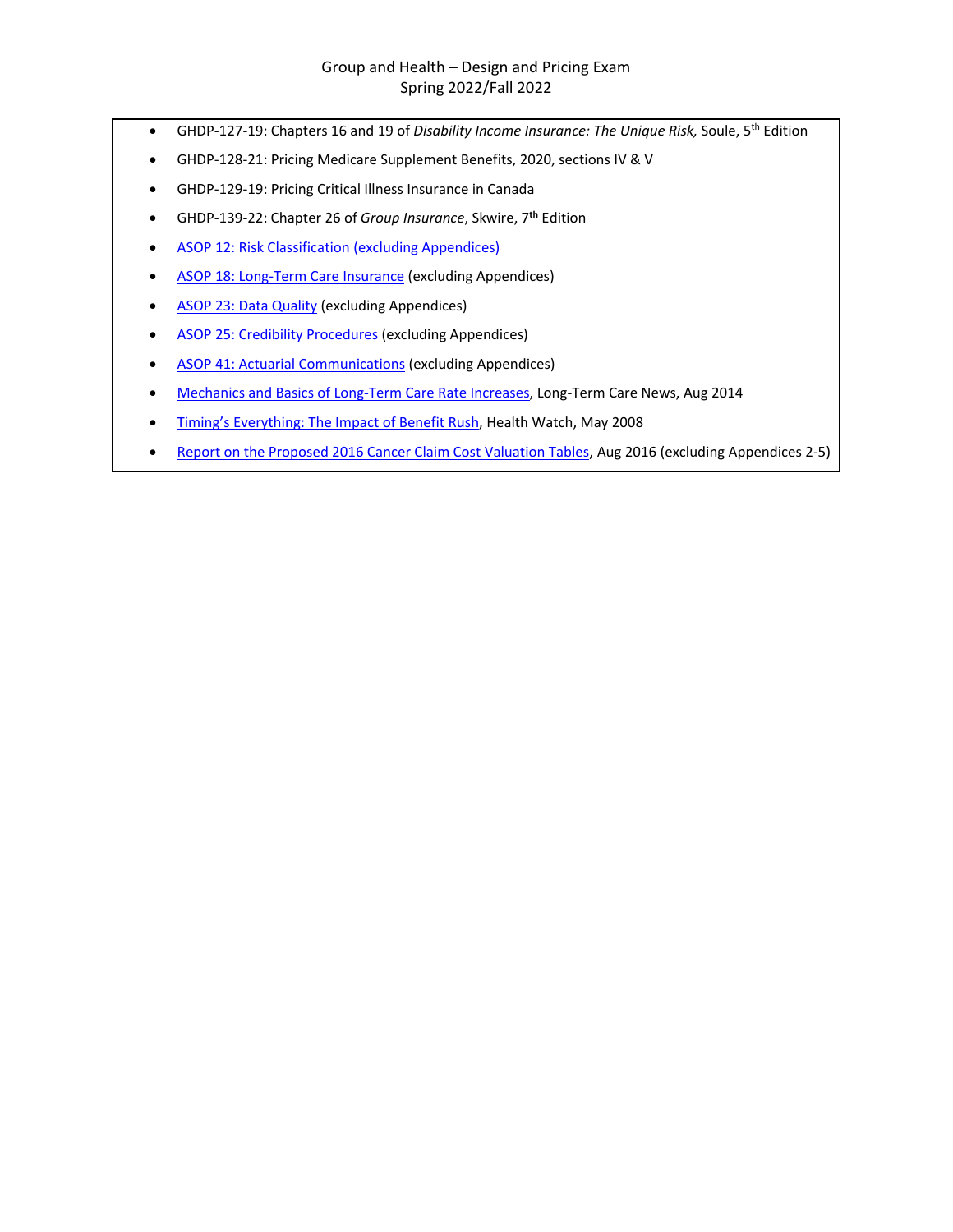Group and Health – Design and Pricing Exam
Spring 2022/Fall 2022

- GHDP-127-19: Chapters 16 and 19 of *Disability Income Insurance: The Unique Risk,* Soule, 5th Edition
- GHDP-128-21: Pricing Medicare Supplement Benefits, 2020, sections IV & V
- GHDP-129-19: Pricing Critical Illness Insurance in Canada
- GHDP-139-22: Chapter 26 of *Group Insurance*, Skwire, 7th Edition
- ASOP 12: Risk Classification (excluding Appendices)
- ASOP 18: Long-Term Care Insurance (excluding Appendices)
- ASOP 23: Data Quality (excluding Appendices)
- ASOP 25: Credibility Procedures (excluding Appendices)
- ASOP 41: Actuarial Communications (excluding Appendices)
- Mechanics and Basics of Long-Term Care Rate Increases, Long-Term Care News, Aug 2014
- Timing's Everything: The Impact of Benefit Rush, Health Watch, May 2008
- Report on the Proposed 2016 Cancer Claim Cost Valuation Tables, Aug 2016 (excluding Appendices 2-5)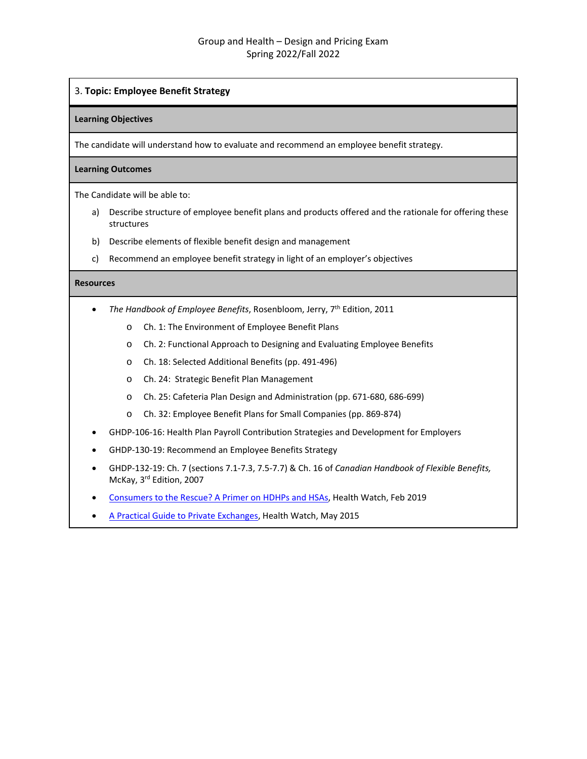Group and Health – Design and Pricing Exam
Spring 2022/Fall 2022

## 3. **Topic: Employee Benefit Strategy**

### Learning Objectives

The candidate will understand how to evaluate and recommend an employee benefit strategy.

### Learning Outcomes

The Candidate will be able to:

a) Describe structure of employee benefit plans and products offered and the rationale for offering these structures

b) Describe elements of flexible benefit design and management

c) Recommend an employee benefit strategy in light of an employer's objectives

### Resources

- *The Handbook of Employee Benefits*, Rosenbloom, Jerry, 7th Edition, 2011
  - Ch. 1: The Environment of Employee Benefit Plans
  - Ch. 2: Functional Approach to Designing and Evaluating Employee Benefits
  - Ch. 18: Selected Additional Benefits (pp. 491-496)
  - Ch. 24: Strategic Benefit Plan Management
  - Ch. 25: Cafeteria Plan Design and Administration (pp. 671-680, 686-699)
  - Ch. 32: Employee Benefit Plans for Small Companies (pp. 869-874)
- GHDP-106-16: Health Plan Payroll Contribution Strategies and Development for Employers
- GHDP-130-19: Recommend an Employee Benefits Strategy
- GHDP-132-19: Ch. 7 (sections 7.1-7.3, 7.5-7.7) & Ch. 16 of *Canadian Handbook of Flexible Benefits,* McKay, 3rd Edition, 2007
- Consumers to the Rescue? A Primer on HDHPs and HSAs, Health Watch, Feb 2019
- A Practical Guide to Private Exchanges, Health Watch, May 2015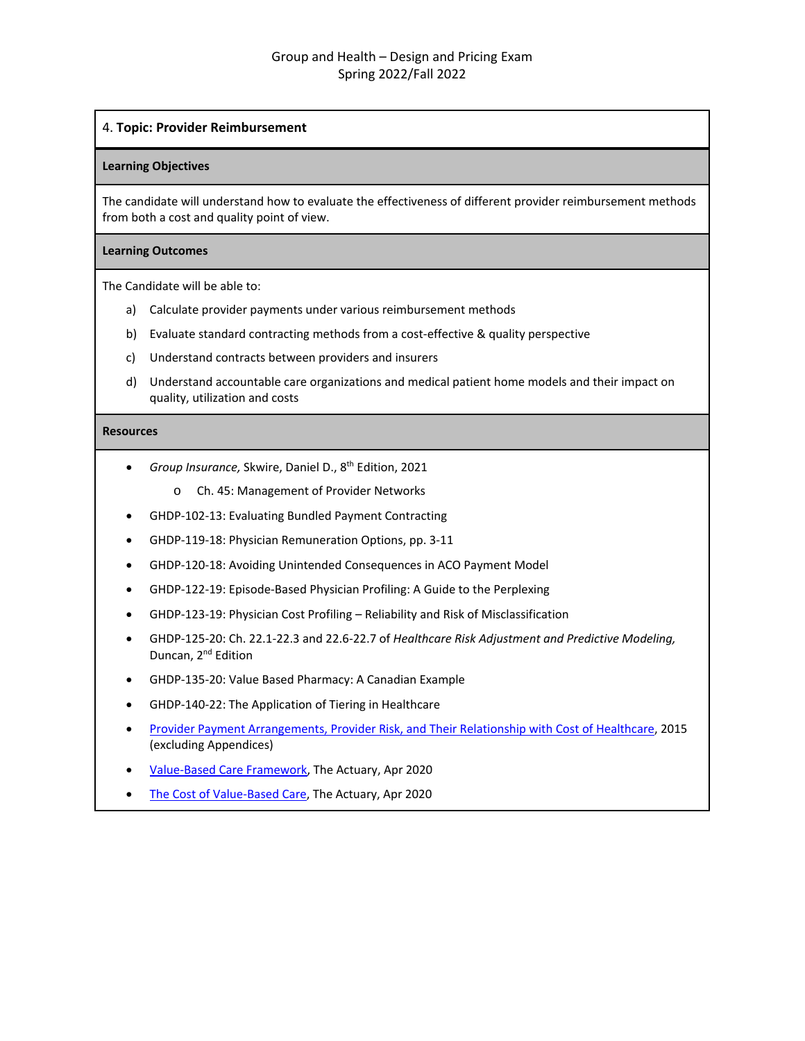4. **Topic: Provider Reimbursement**

**Learning Objectives**

The candidate will understand how to evaluate the effectiveness of different provider reimbursement methods from both a cost and quality point of view.

**Learning Outcomes**

The Candidate will be able to:

a) Calculate provider payments under various reimbursement methods

b) Evaluate standard contracting methods from a cost-effective & quality perspective

c) Understand contracts between providers and insurers

d) Understand accountable care organizations and medical patient home models and their impact on quality, utilization and costs

**Resources**

- *Group Insurance,* Skwire, Daniel D., 8th Edition, 2021
  - Ch. 45: Management of Provider Networks
- GHDP-102-13: Evaluating Bundled Payment Contracting
- GHDP-119-18: Physician Remuneration Options, pp. 3-11
- GHDP-120-18: Avoiding Unintended Consequences in ACO Payment Model
- GHDP-122-19: Episode-Based Physician Profiling: A Guide to the Perplexing
- GHDP-123-19: Physician Cost Profiling – Reliability and Risk of Misclassification
- GHDP-125-20: Ch. 22.1-22.3 and 22.6-22.7 of *Healthcare Risk Adjustment and Predictive Modeling,* Duncan, 2nd Edition
- GHDP-135-20: Value Based Pharmacy: A Canadian Example
- GHDP-140-22: The Application of Tiering in Healthcare
- Provider Payment Arrangements, Provider Risk, and Their Relationship with Cost of Healthcare, 2015 (excluding Appendices)
- Value-Based Care Framework, The Actuary, Apr 2020
- The Cost of Value-Based Care, The Actuary, Apr 2020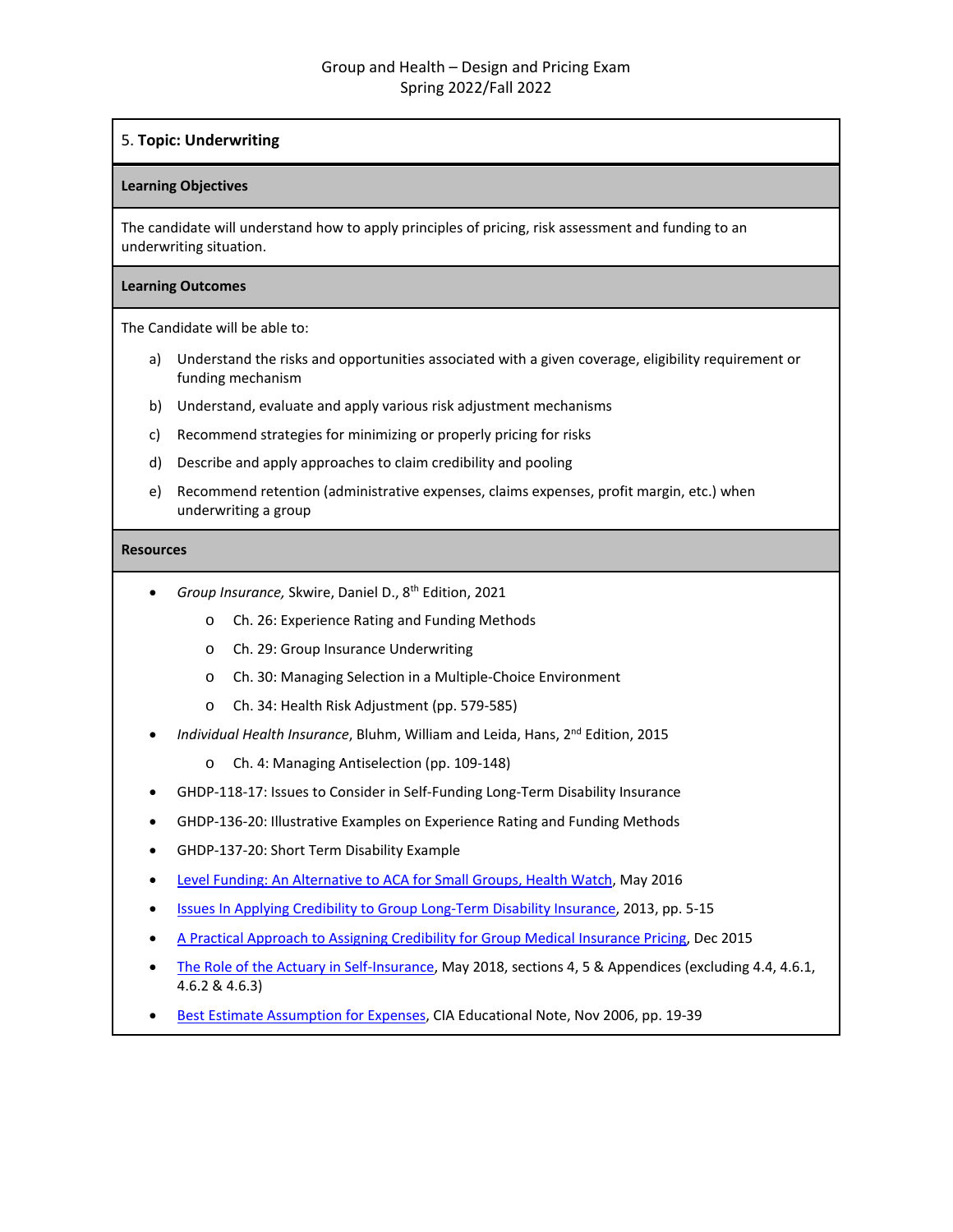Group and Health – Design and Pricing Exam
Spring 2022/Fall 2022

## 5. Topic: Underwriting

### Learning Objectives

The candidate will understand how to apply principles of pricing, risk assessment and funding to an underwriting situation.

### Learning Outcomes

The Candidate will be able to:

a) Understand the risks and opportunities associated with a given coverage, eligibility requirement or funding mechanism

b) Understand, evaluate and apply various risk adjustment mechanisms

c) Recommend strategies for minimizing or properly pricing for risks

d) Describe and apply approaches to claim credibility and pooling

e) Recommend retention (administrative expenses, claims expenses, profit margin, etc.) when underwriting a group

### Resources

- *Group Insurance,* Skwire, Daniel D., 8th Edition, 2021
  - Ch. 26: Experience Rating and Funding Methods
  - Ch. 29: Group Insurance Underwriting
  - Ch. 30: Managing Selection in a Multiple-Choice Environment
  - Ch. 34: Health Risk Adjustment (pp. 579-585)
- *Individual Health Insurance*, Bluhm, William and Leida, Hans, 2nd Edition, 2015
  - Ch. 4: Managing Antiselection (pp. 109-148)
- GHDP-118-17: Issues to Consider in Self-Funding Long-Term Disability Insurance
- GHDP-136-20: Illustrative Examples on Experience Rating and Funding Methods
- GHDP-137-20: Short Term Disability Example
- Level Funding: An Alternative to ACA for Small Groups, Health Watch, May 2016
- Issues In Applying Credibility to Group Long-Term Disability Insurance, 2013, pp. 5-15
- A Practical Approach to Assigning Credibility for Group Medical Insurance Pricing, Dec 2015
- The Role of the Actuary in Self-Insurance, May 2018, sections 4, 5 & Appendices (excluding 4.4, 4.6.1, 4.6.2 & 4.6.3)
- Best Estimate Assumption for Expenses, CIA Educational Note, Nov 2006, pp. 19-39